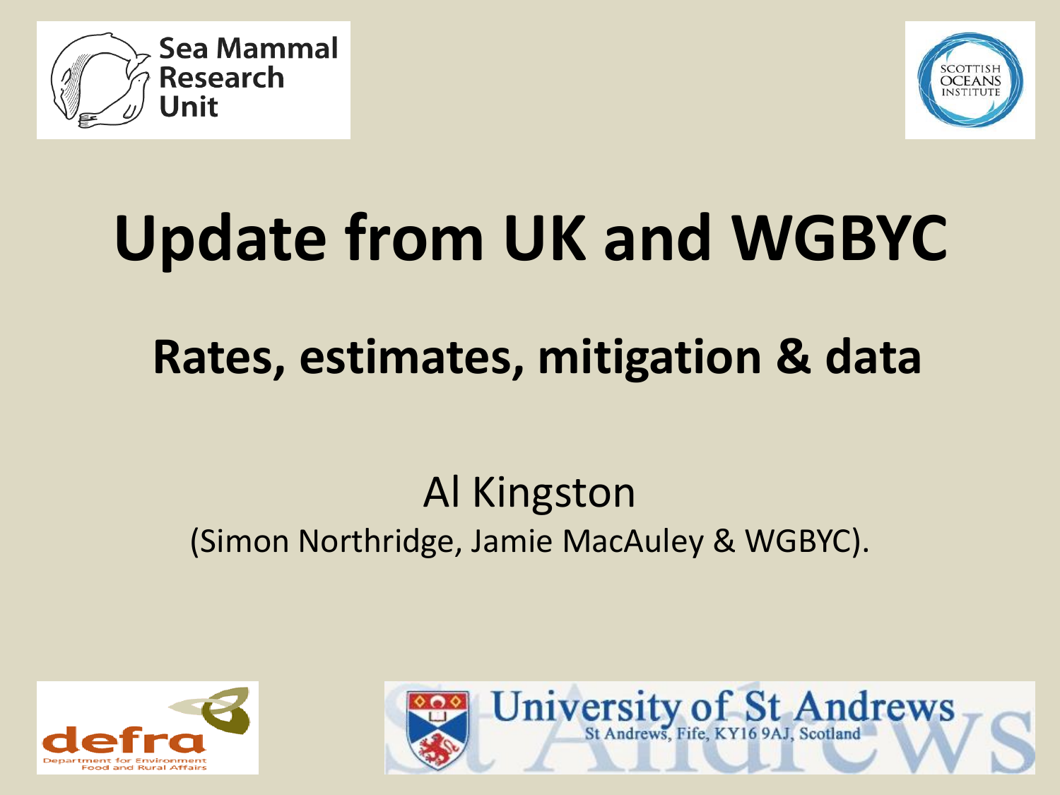# Update from UK and WGBYC

## Rates, estimates, mitigation & data

Al Kingston

(Simon Northridge, Jamie MacAuley & WGBYC).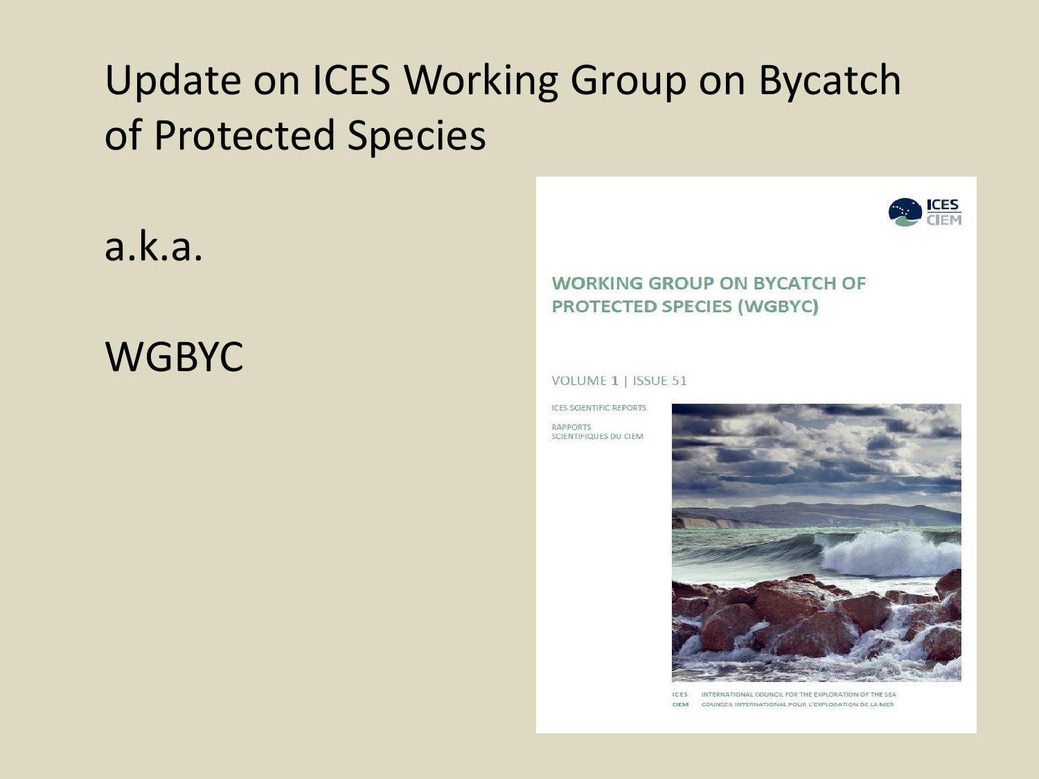# Update on ICES Working Group on Bycatch of Protected Species

a.k.a.

WGBYC

WORKING GROUP ON BYCATCH OF PROTECTED SPECIES (WGBYC)

VOLUME 1 | ISSUE 51

ICES SCIENTIFIC REPORTS

RAPPORTS SCIENTIFIQUES DU CIEM

ICES INTERNATIONAL COUNCIL FOR THE EXPLORATION OF THE SEA

CIEM CONSEIL INTERNATIONAL POUR L'EXPLORATION DE LA MER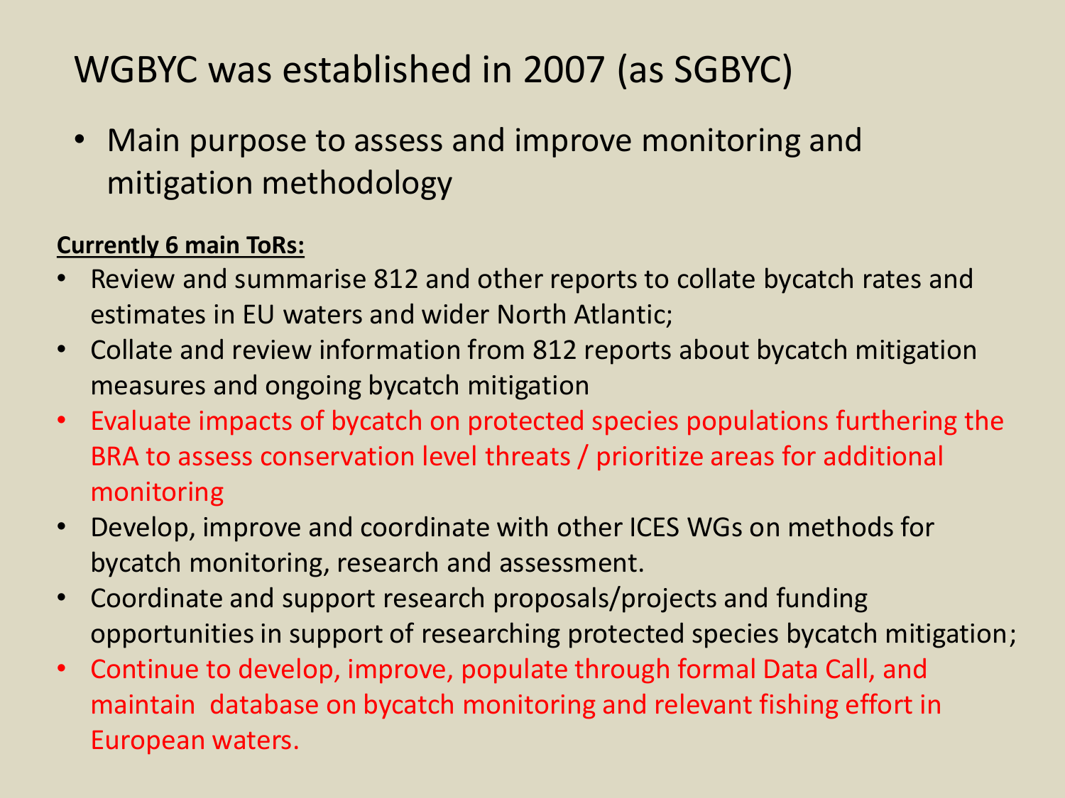# WGBYC was established in 2007 (as SGBYC)

- Main purpose to assess and improve monitoring and mitigation methodology

**Currently 6 main ToRs:**

- Review and summarise 812 and other reports to collate bycatch rates and estimates in EU waters and wider North Atlantic;
- Collate and review information from 812 reports about bycatch mitigation measures and ongoing bycatch mitigation
- Evaluate impacts of bycatch on protected species populations furthering the BRA to assess conservation level threats / prioritize areas for additional monitoring
- Develop, improve and coordinate with other ICES WGs on methods for bycatch monitoring, research and assessment.
- Coordinate and support research proposals/projects and funding opportunities in support of researching protected species bycatch mitigation;
- Continue to develop, improve, populate through formal Data Call, and maintain database on bycatch monitoring and relevant fishing effort in European waters.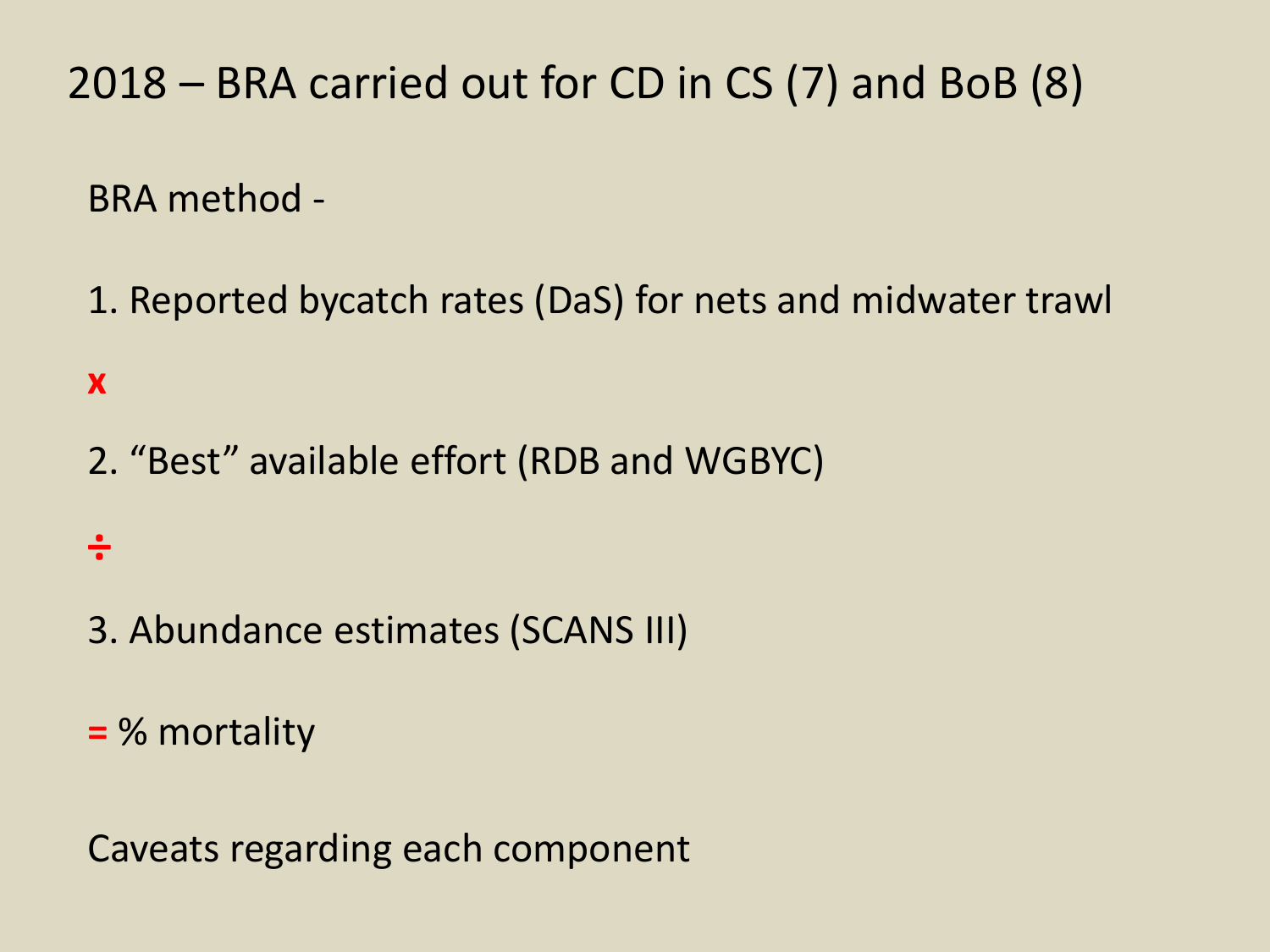# 2018 – BRA carried out for CD in CS (7) and BoB (8)

BRA method -

1. Reported bycatch rates (DaS) for nets and midwater trawl

x

2. "Best" available effort (RDB and WGBYC)

÷

3. Abundance estimates (SCANS III)

= % mortality

Caveats regarding each component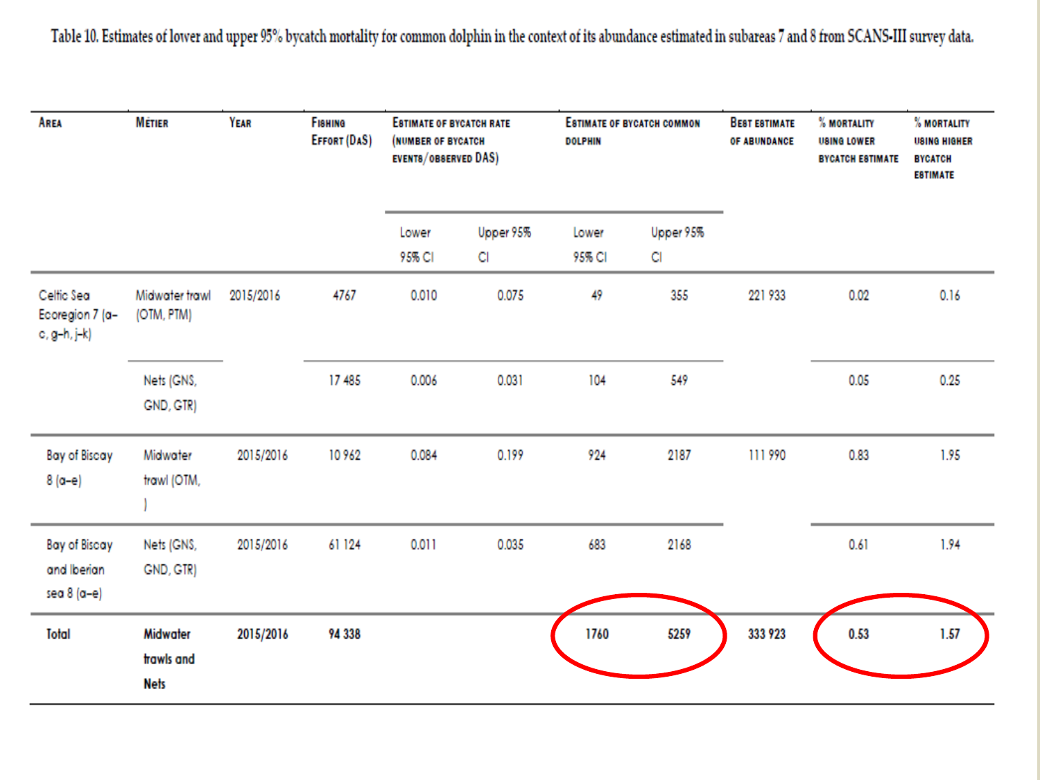Table 10. Estimates of lower and upper 95% bycatch mortality for common dolphin in the context of its abundance estimated in subareas 7 and 8 from SCANS-III survey data.

| Area | Métier | Year | Fishing Effort (DaS) | Estimate of bycatch rate (number of bycatch events/observed DaS) | | Estimate of bycatch common dolphin | | Best estimate of abundance | % mortality using lower bycatch estimate | % mortality using higher bycatch estimate |
|---|---|---|---|---|---|---|---|---|---|---|
| | | | | Lower 95% CI | Upper 95% CI | Lower 95% CI | Upper 95% CI | | | |
| Celtic Sea Ecoregion 7 (a–c, g–h, j–k) | Midwater trawl (OTM, PTM) | 2015/2016 | 4767 | 0.010 | 0.075 | 49 | 355 | 221 933 | 0.02 | 0.16 |
| | Nets (GNS, GND, GTR) | | 17 485 | 0.006 | 0.031 | 104 | 549 | | 0.05 | 0.25 |
| Bay of Biscay 8 (a–e) | Midwater trawl (OTM, ) | 2015/2016 | 10 962 | 0.084 | 0.199 | 924 | 2187 | 111 990 | 0.83 | 1.95 |
| Bay of Biscay and Iberian sea 8 (a–e) | Nets (GNS, GND, GTR) | 2015/2016 | 61 124 | 0.011 | 0.035 | 683 | 2168 | | 0.61 | 1.94 |
| **Total** | **Midwater trawls and Nets** | **2015/2016** | **94 338** | | | **1760** | **5259** | **333 923** | **0.53** | **1.57** |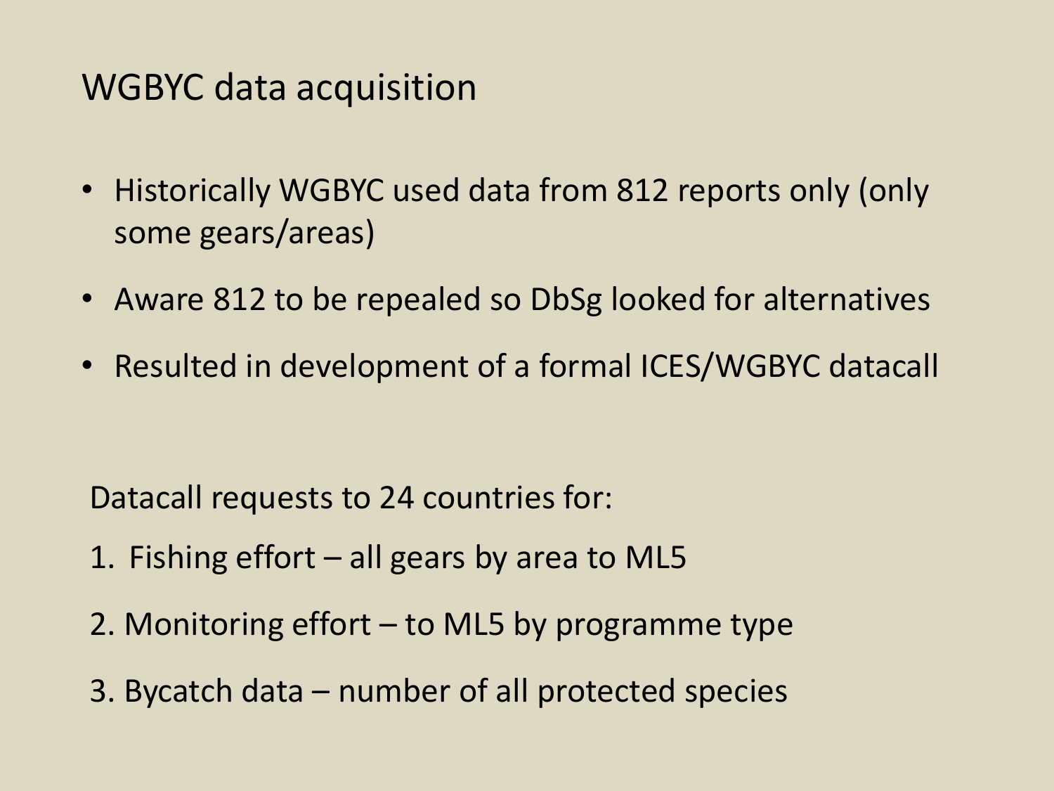# WGBYC data acquisition

- Historically WGBYC used data from 812 reports only (only some gears/areas)
- Aware 812 to be repealed so DbSg looked for alternatives
- Resulted in development of a formal ICES/WGBYC datacall

Datacall requests to 24 countries for:

1. Fishing effort – all gears by area to ML5
2. Monitoring effort – to ML5 by programme type
3. Bycatch data – number of all protected species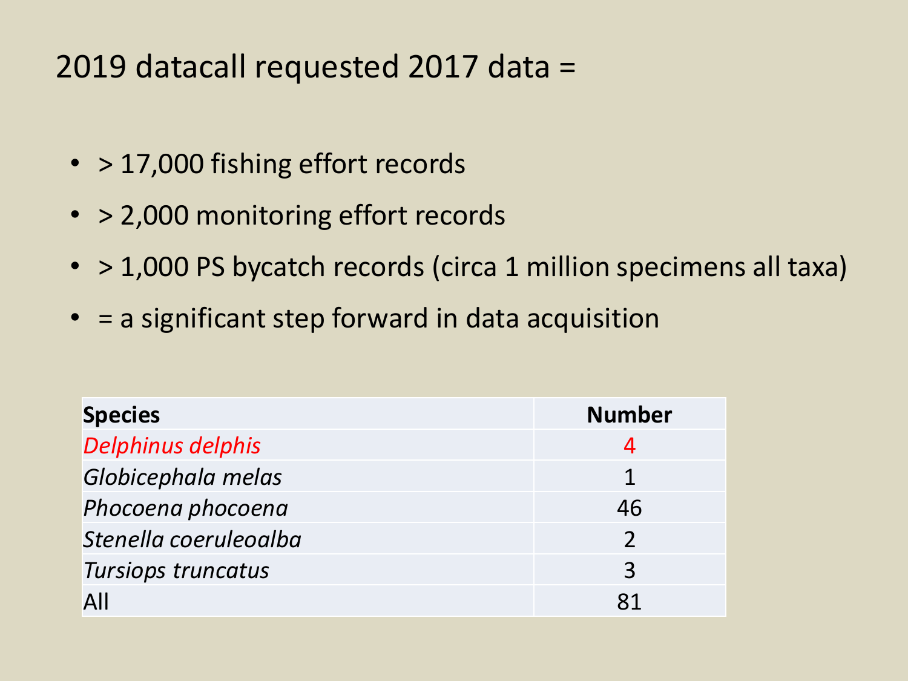# 2019 datacall requested 2017 data =

- > 17,000 fishing effort records
- > 2,000 monitoring effort records
- > 1,000 PS bycatch records (circa 1 million specimens all taxa)
- = a significant step forward in data acquisition

| **Species** | **Number** |
|---|---|
| *Delphinus delphis* | 4 |
| *Globicephala melas* | 1 |
| *Phocoena phocoena* | 46 |
| *Stenella coeruleoalba* | 2 |
| *Tursiops truncatus* | 3 |
| All | 81 |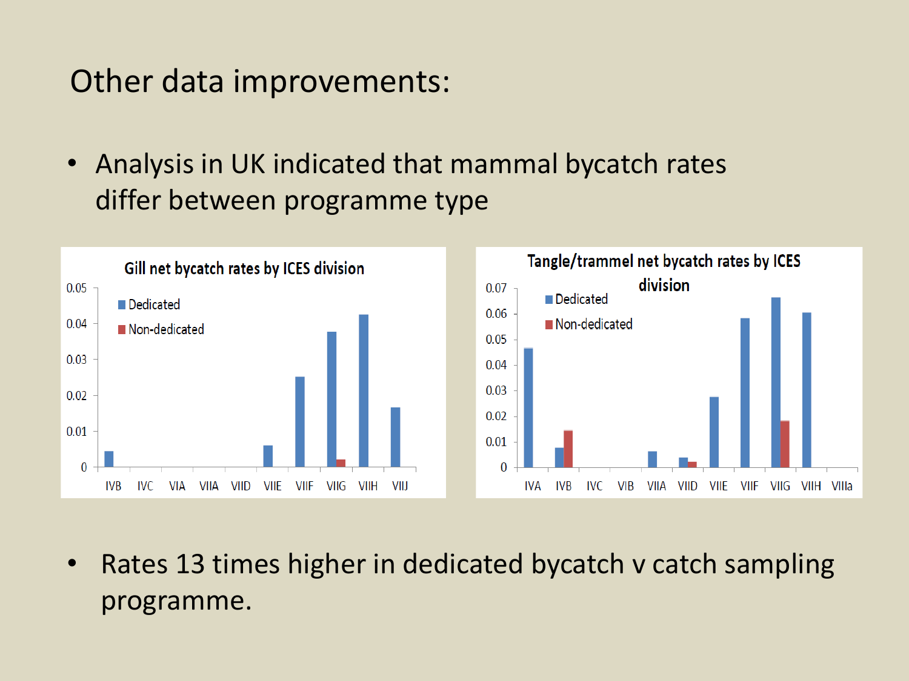# Other data improvements:

- Analysis in UK indicated that mammal bycatch rates differ between programme type

**Gill net bycatch rates by ICES division**

| ICES division | Dedicated | Non-dedicated |
|---|---|---|
| IVB | 0.0045 | |
| IVC | | |
| VIA | | |
| VIIA | | |
| VIID | | |
| VIIE | 0.006 | |
| VIIF | 0.025 | |
| VIIG | 0.0375 | 0.002 |
| VIIH | 0.0425 | |
| VIIJ | 0.0165 | |

**Tangle/trammel net bycatch rates by ICES division**

| ICES division | Dedicated | Non-dedicated |
|---|---|---|
| IVA | 0.047 | |
| IVB | 0.008 | 0.0145 |
| IVC | | |
| VIB | | |
| VIIA | 0.0065 | |
| VIID | 0.004 | 0.0025 |
| VIIE | 0.028 | |
| VIIF | 0.058 | |
| VIIG | 0.066 | 0.0185 |
| VIIH | 0.0605 | |
| VIIIa | | |

- Rates 13 times higher in dedicated bycatch v catch sampling programme.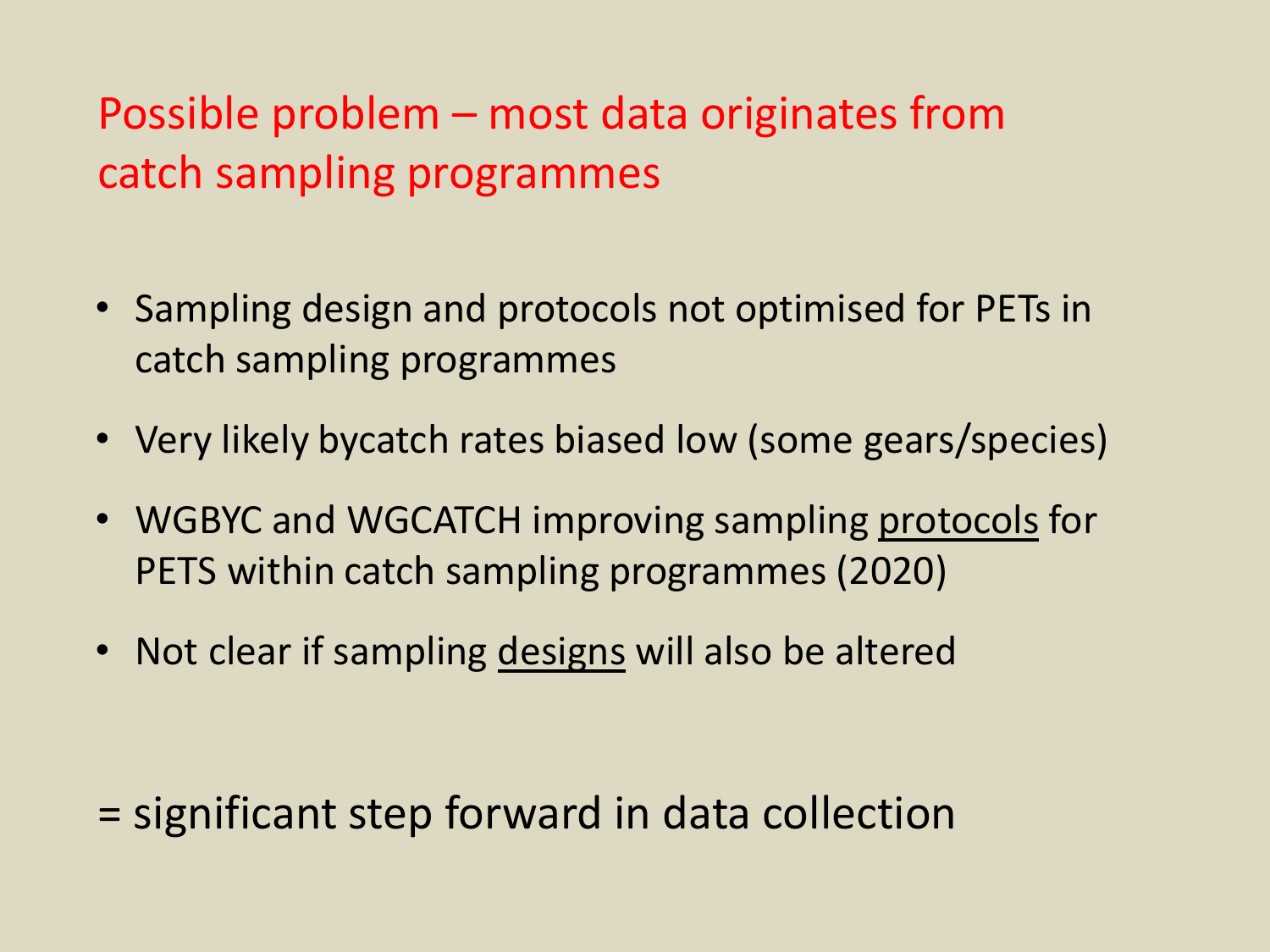# Possible problem – most data originates from catch sampling programmes

- Sampling design and protocols not optimised for PETs in catch sampling programmes
- Very likely bycatch rates biased low (some gears/species)
- WGBYC and WGCATCH improving sampling <u>protocols</u> for PETS within catch sampling programmes (2020)
- Not clear if sampling <u>designs</u> will also be altered

= significant step forward in data collection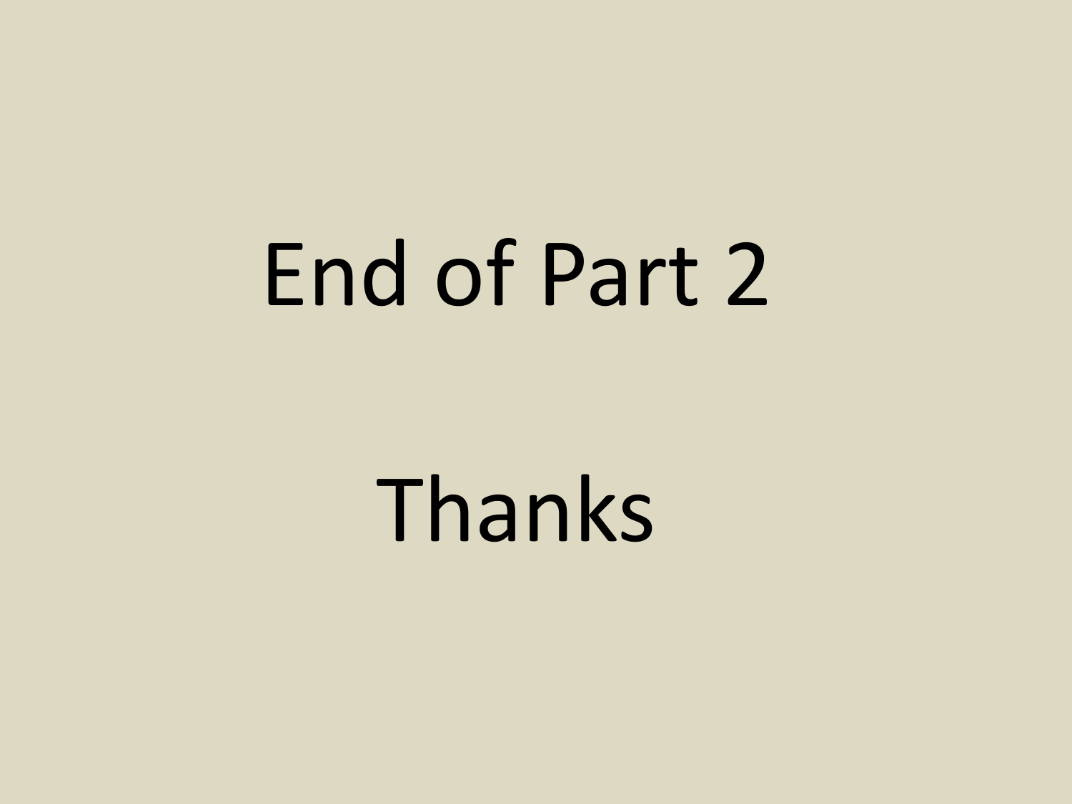End of Part 2

Thanks